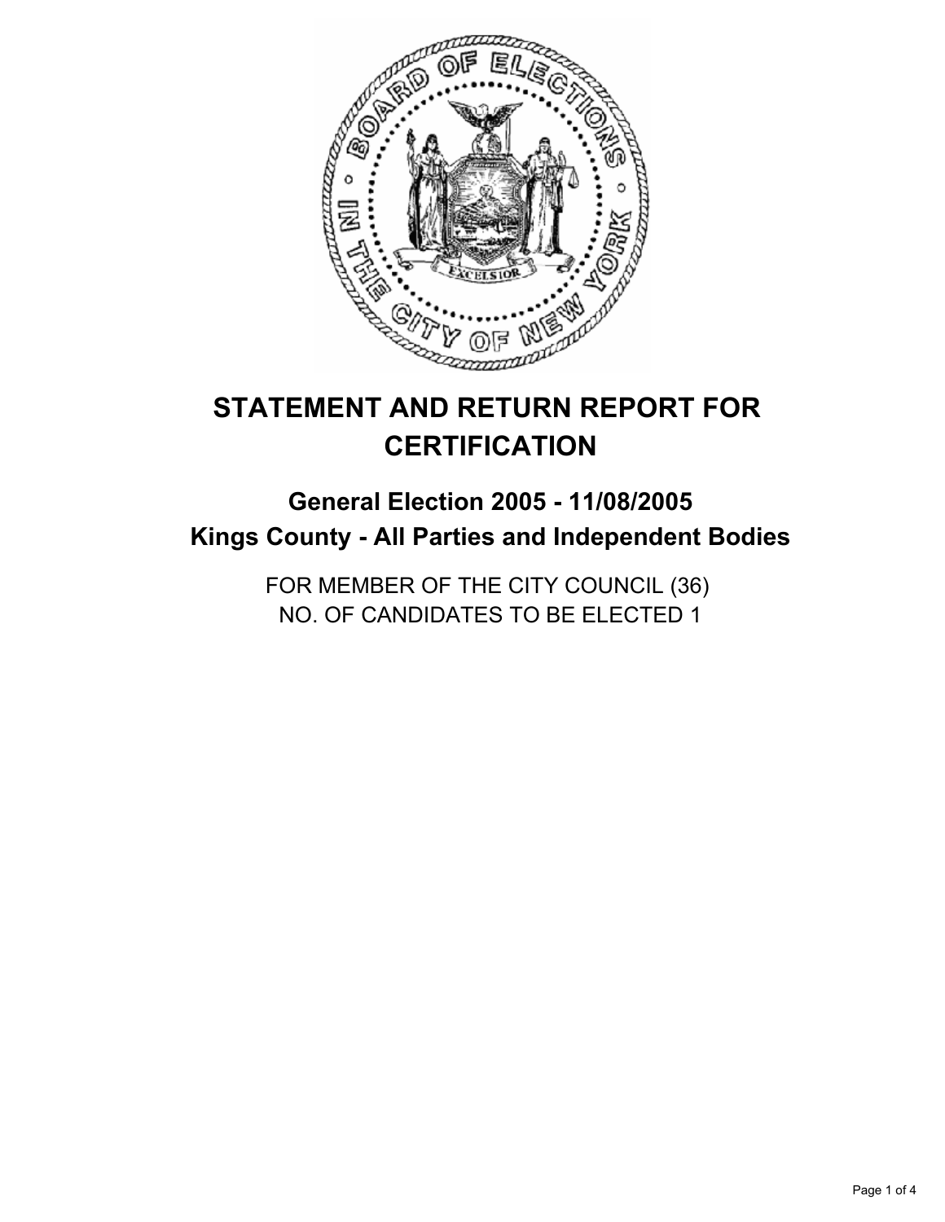# STATEMENT AND RETURN REPORT FOR CERTIFICATION

## General Election 2005 - 11/08/2005
## Kings County - All Parties and Independent Bodies

FOR MEMBER OF THE CITY COUNCIL (36)
NO. OF CANDIDATES TO BE ELECTED 1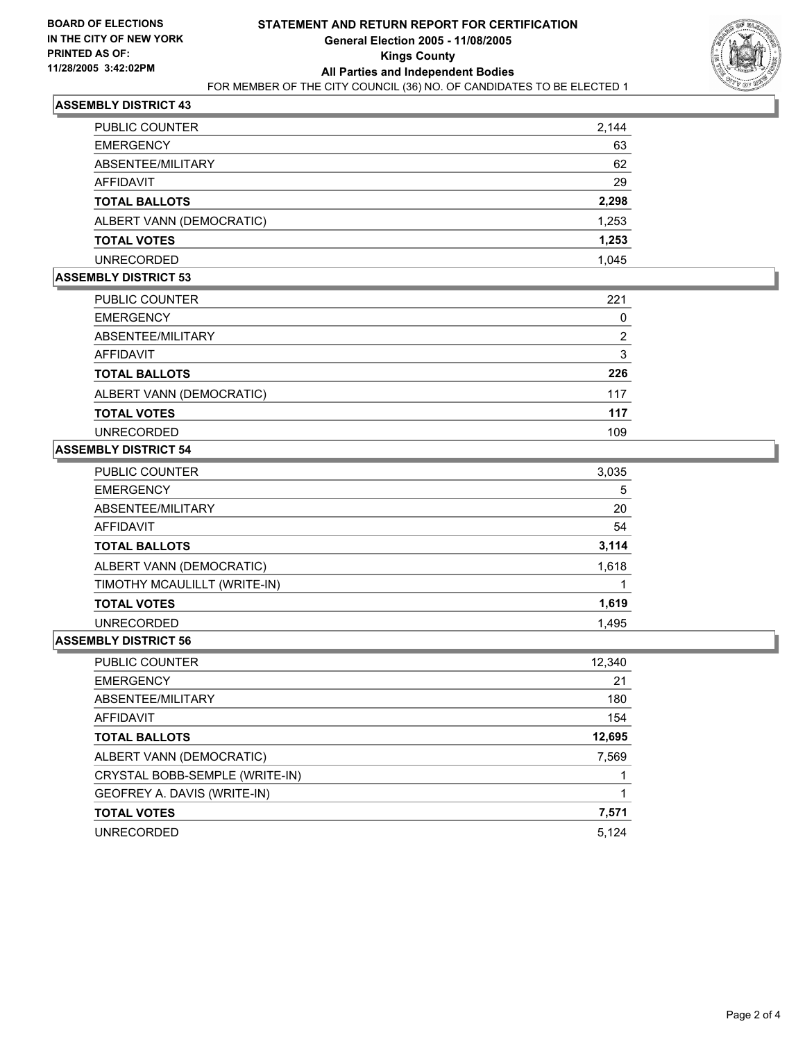**BOARD OF ELECTIONS IN THE CITY OF NEW YORK**
**PRINTED AS OF: 11/28/2005 3:42:02PM**

# STATEMENT AND RETURN REPORT FOR CERTIFICATION
## General Election 2005 - 11/08/2005
## Kings County
## All Parties and Independent Bodies
FOR MEMBER OF THE CITY COUNCIL (36) NO. OF CANDIDATES TO BE ELECTED 1

### ASSEMBLY DISTRICT 43

| | |
|---|---|
| PUBLIC COUNTER | 2,144 |
| EMERGENCY | 63 |
| ABSENTEE/MILITARY | 62 |
| AFFIDAVIT | 29 |
| **TOTAL BALLOTS** | **2,298** |
| ALBERT VANN (DEMOCRATIC) | 1,253 |
| **TOTAL VOTES** | **1,253** |
| UNRECORDED | 1,045 |

### ASSEMBLY DISTRICT 53

| | |
|---|---|
| PUBLIC COUNTER | 221 |
| EMERGENCY | 0 |
| ABSENTEE/MILITARY | 2 |
| AFFIDAVIT | 3 |
| **TOTAL BALLOTS** | **226** |
| ALBERT VANN (DEMOCRATIC) | 117 |
| **TOTAL VOTES** | **117** |
| UNRECORDED | 109 |

### ASSEMBLY DISTRICT 54

| | |
|---|---|
| PUBLIC COUNTER | 3,035 |
| EMERGENCY | 5 |
| ABSENTEE/MILITARY | 20 |
| AFFIDAVIT | 54 |
| **TOTAL BALLOTS** | **3,114** |
| ALBERT VANN (DEMOCRATIC) | 1,618 |
| TIMOTHY MCAULILLT (WRITE-IN) | 1 |
| **TOTAL VOTES** | **1,619** |
| UNRECORDED | 1,495 |

### ASSEMBLY DISTRICT 56

| | |
|---|---|
| PUBLIC COUNTER | 12,340 |
| EMERGENCY | 21 |
| ABSENTEE/MILITARY | 180 |
| AFFIDAVIT | 154 |
| **TOTAL BALLOTS** | **12,695** |
| ALBERT VANN (DEMOCRATIC) | 7,569 |
| CRYSTAL BOBB-SEMPLE (WRITE-IN) | 1 |
| GEOFREY A. DAVIS (WRITE-IN) | 1 |
| **TOTAL VOTES** | **7,571** |
| UNRECORDED | 5,124 |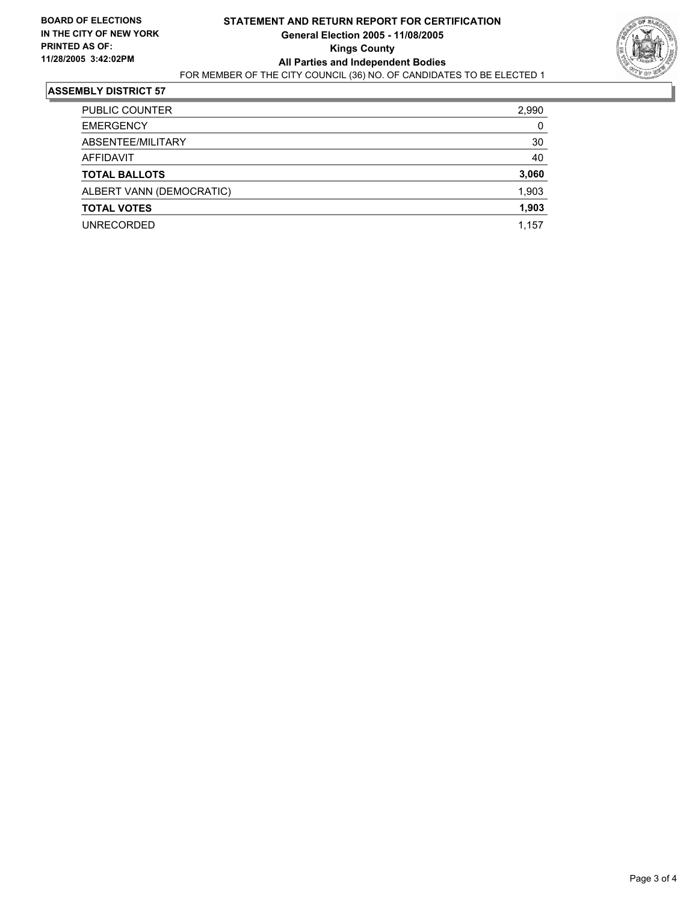**BOARD OF ELECTIONS IN THE CITY OF NEW YORK**
**PRINTED AS OF: 11/28/2005 3:42:02PM**

# STATEMENT AND RETURN REPORT FOR CERTIFICATION
## General Election 2005 - 11/08/2005
## Kings County
## All Parties and Independent Bodies

FOR MEMBER OF THE CITY COUNCIL (36) NO. OF CANDIDATES TO BE ELECTED 1

### ASSEMBLY DISTRICT 57

| | |
|---|---|
| PUBLIC COUNTER | 2,990 |
| EMERGENCY | 0 |
| ABSENTEE/MILITARY | 30 |
| AFFIDAVIT | 40 |
| **TOTAL BALLOTS** | **3,060** |
| ALBERT VANN (DEMOCRATIC) | 1,903 |
| **TOTAL VOTES** | **1,903** |
| UNRECORDED | 1,157 |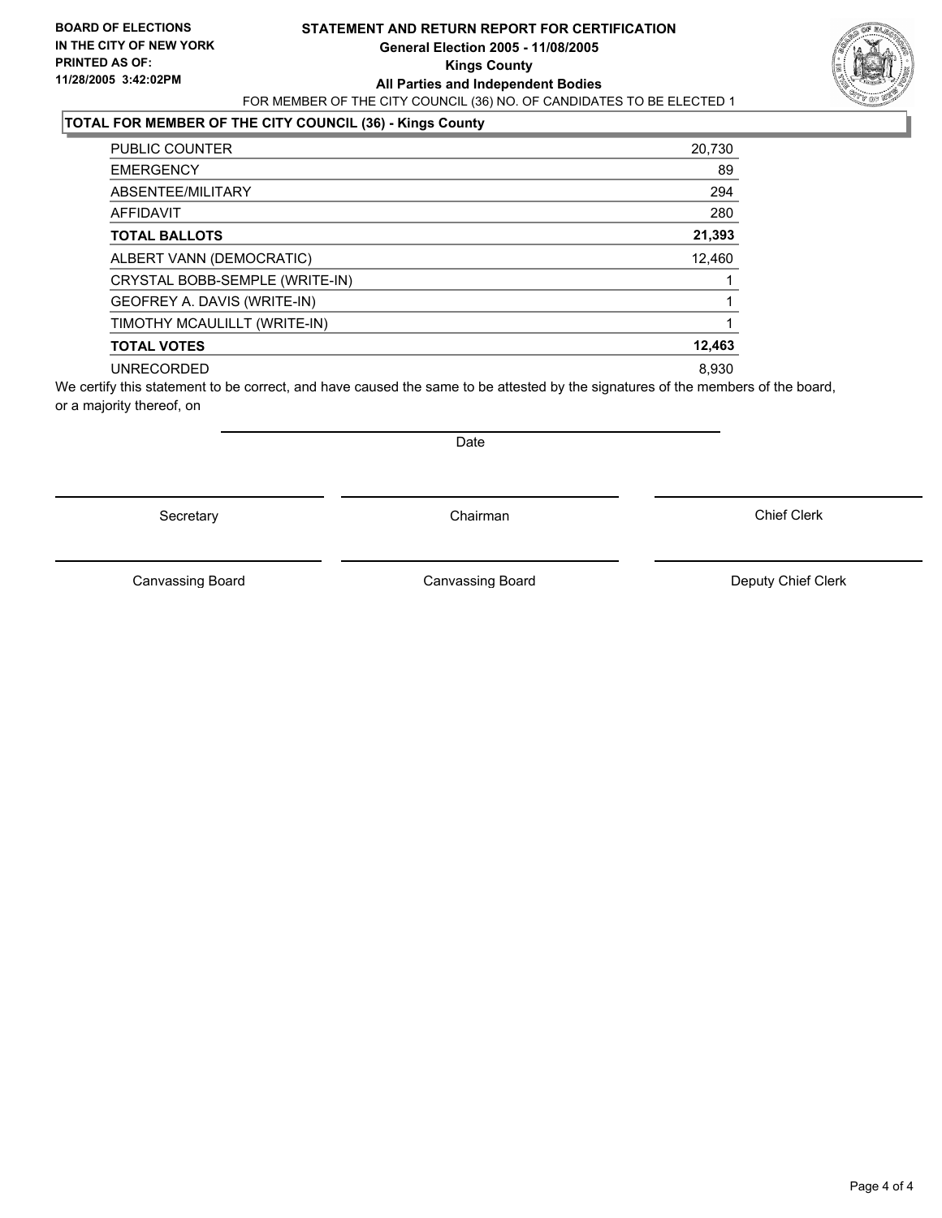**BOARD OF ELECTIONS IN THE CITY OF NEW YORK PRINTED AS OF: 11/28/2005 3:42:02PM**

# STATEMENT AND RETURN REPORT FOR CERTIFICATION

**General Election 2005 - 11/08/2005**

**Kings County**

**All Parties and Independent Bodies**

FOR MEMBER OF THE CITY COUNCIL (36) NO. OF CANDIDATES TO BE ELECTED 1

## TOTAL FOR MEMBER OF THE CITY COUNCIL (36) - Kings County

| | |
|---|---|
| PUBLIC COUNTER | 20,730 |
| EMERGENCY | 89 |
| ABSENTEE/MILITARY | 294 |
| AFFIDAVIT | 280 |
| **TOTAL BALLOTS** | **21,393** |
| ALBERT VANN (DEMOCRATIC) | 12,460 |
| CRYSTAL BOBB-SEMPLE (WRITE-IN) | 1 |
| GEOFREY A. DAVIS (WRITE-IN) | 1 |
| TIMOTHY MCAULILLT (WRITE-IN) | 1 |
| **TOTAL VOTES** | **12,463** |
| UNRECORDED | 8,930 |

We certify this statement to be correct, and have caused the same to be attested by the signatures of the members of the board, or a majority thereof, on

Date

Secretary

Chairman

Chief Clerk

Canvassing Board

Canvassing Board

Deputy Chief Clerk